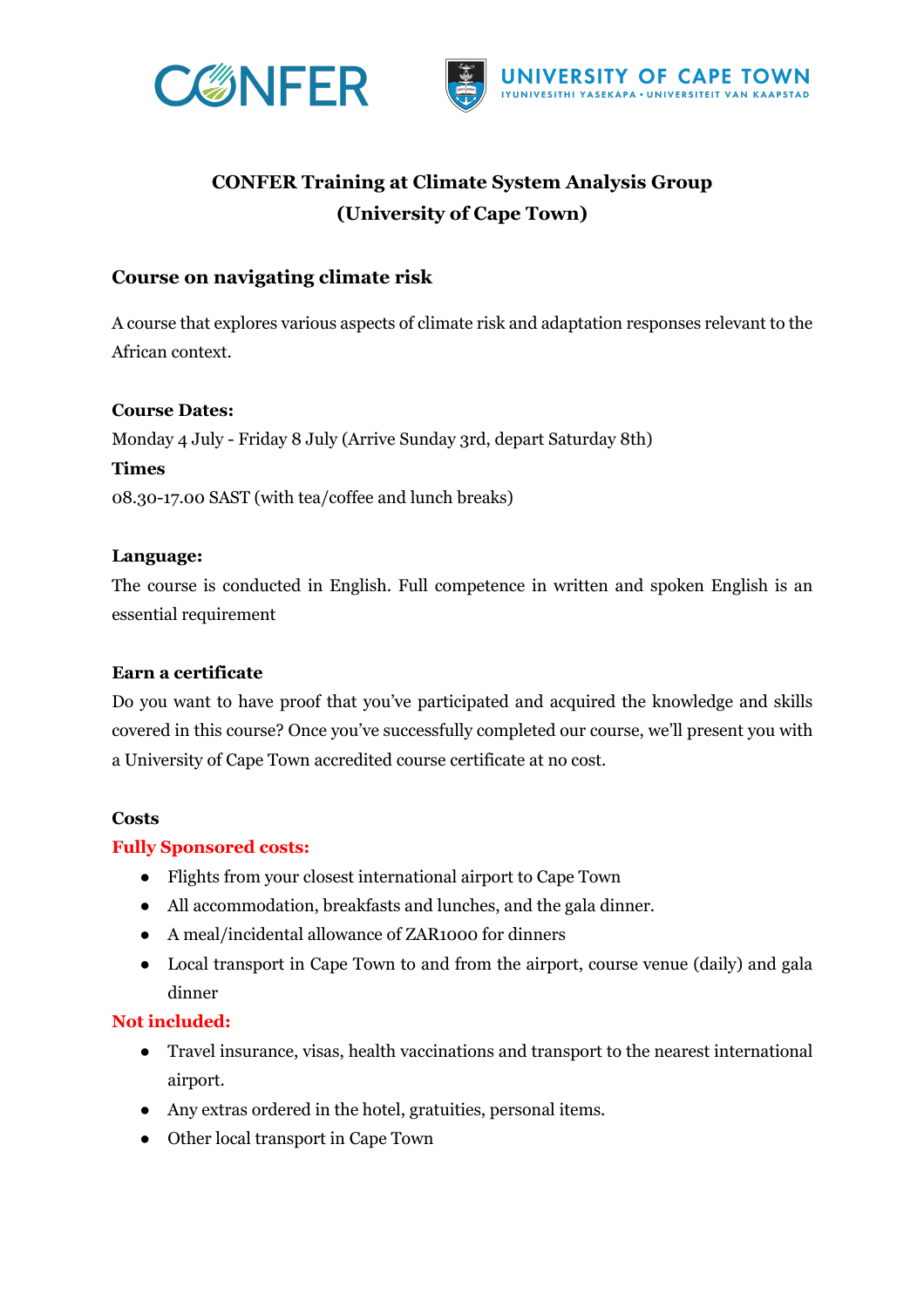CONFER

UNIVERSITY OF CAPE TOWN
IYUNIVESITHI YASEKAPA • UNIVERSITEIT VAN KAAPSTAD

# CONFER Training at Climate System Analysis Group (University of Cape Town)

## Course on navigating climate risk

A course that explores various aspects of climate risk and adaptation responses relevant to the African context.

**Course Dates:**
Monday 4 July - Friday 8 July (Arrive Sunday 3rd, depart Saturday 8th)

**Times**
08.30-17.00 SAST (with tea/coffee and lunch breaks)

**Language:**
The course is conducted in English. Full competence in written and spoken English is an essential requirement

**Earn a certificate**
Do you want to have proof that you've participated and acquired the knowledge and skills covered in this course? Once you've successfully completed our course, we'll present you with a University of Cape Town accredited course certificate at no cost.

**Costs**

**Fully Sponsored costs:**

- Flights from your closest international airport to Cape Town
- All accommodation, breakfasts and lunches, and the gala dinner.
- A meal/incidental allowance of ZAR1000 for dinners
- Local transport in Cape Town to and from the airport, course venue (daily) and gala dinner

**Not included:**

- Travel insurance, visas, health vaccinations and transport to the nearest international airport.
- Any extras ordered in the hotel, gratuities, personal items.
- Other local transport in Cape Town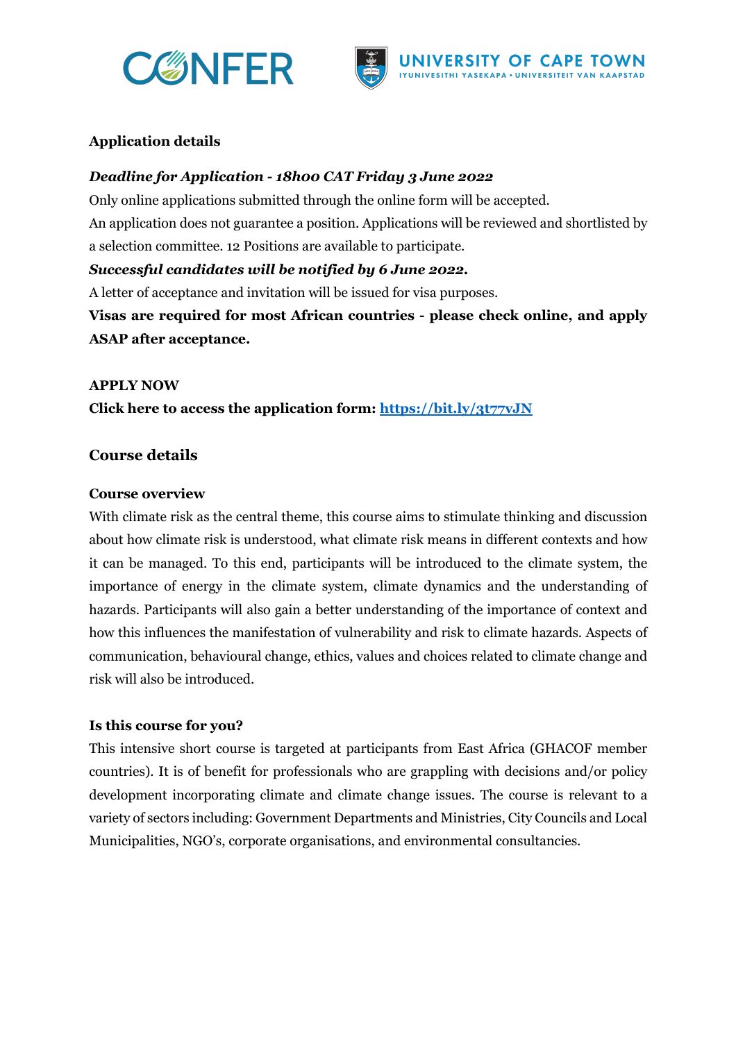## Application details

***Deadline for Application - 18h00 CAT Friday 3 June 2022***

Only online applications submitted through the online form will be accepted.

An application does not guarantee a position. Applications will be reviewed and shortlisted by a selection committee. 12 Positions are available to participate.

***Successful candidates will be notified by 6 June 2022.***

A letter of acceptance and invitation will be issued for visa purposes.

**Visas are required for most African countries - please check online, and apply ASAP after acceptance.**

**APPLY NOW**

**Click here to access the application form: [https://bit.ly/3t77vJN](https://bit.ly/3t77vJN)**

## Course details

### Course overview

With climate risk as the central theme, this course aims to stimulate thinking and discussion about how climate risk is understood, what climate risk means in different contexts and how it can be managed. To this end, participants will be introduced to the climate system, the importance of energy in the climate system, climate dynamics and the understanding of hazards. Participants will also gain a better understanding of the importance of context and how this influences the manifestation of vulnerability and risk to climate hazards. Aspects of communication, behavioural change, ethics, values and choices related to climate change and risk will also be introduced.

### Is this course for you?

This intensive short course is targeted at participants from East Africa (GHACOF member countries). It is of benefit for professionals who are grappling with decisions and/or policy development incorporating climate and climate change issues. The course is relevant to a variety of sectors including: Government Departments and Ministries, City Councils and Local Municipalities, NGO's, corporate organisations, and environmental consultancies.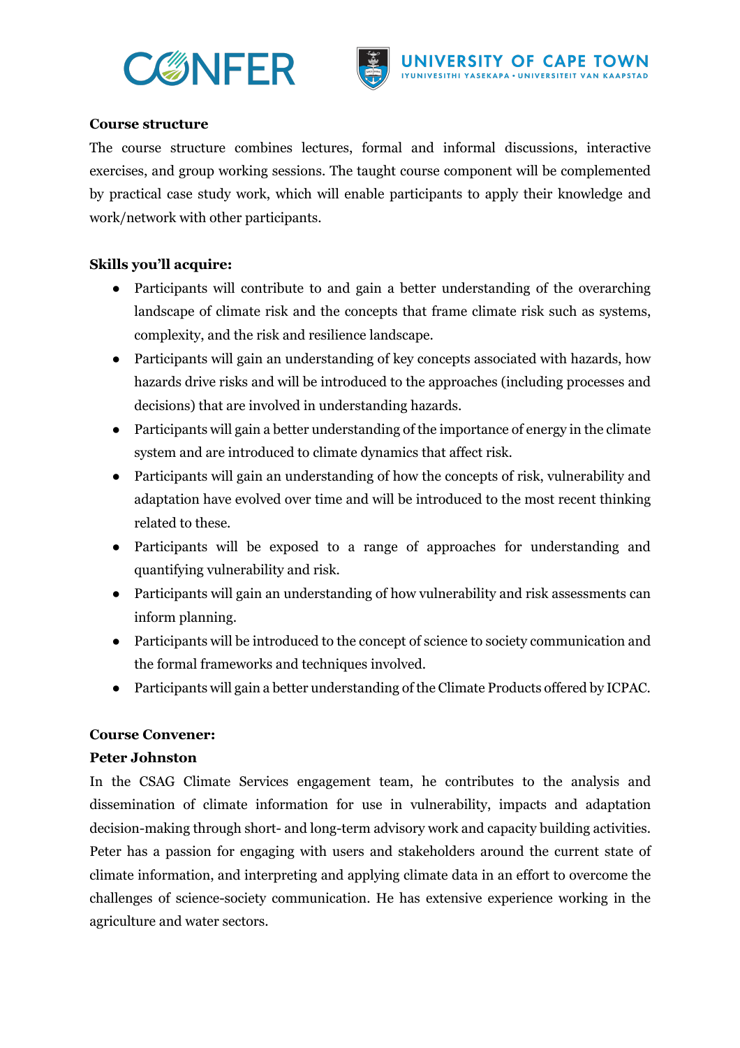**Course structure**

The course structure combines lectures, formal and informal discussions, interactive exercises, and group working sessions. The taught course component will be complemented by practical case study work, which will enable participants to apply their knowledge and work/network with other participants.

**Skills you'll acquire:**

- Participants will contribute to and gain a better understanding of the overarching landscape of climate risk and the concepts that frame climate risk such as systems, complexity, and the risk and resilience landscape.
- Participants will gain an understanding of key concepts associated with hazards, how hazards drive risks and will be introduced to the approaches (including processes and decisions) that are involved in understanding hazards.
- Participants will gain a better understanding of the importance of energy in the climate system and are introduced to climate dynamics that affect risk.
- Participants will gain an understanding of how the concepts of risk, vulnerability and adaptation have evolved over time and will be introduced to the most recent thinking related to these.
- Participants will be exposed to a range of approaches for understanding and quantifying vulnerability and risk.
- Participants will gain an understanding of how vulnerability and risk assessments can inform planning.
- Participants will be introduced to the concept of science to society communication and the formal frameworks and techniques involved.
- Participants will gain a better understanding of the Climate Products offered by ICPAC.

**Course Convener:**

**Peter Johnston**

In the CSAG Climate Services engagement team, he contributes to the analysis and dissemination of climate information for use in vulnerability, impacts and adaptation decision-making through short- and long-term advisory work and capacity building activities. Peter has a passion for engaging with users and stakeholders around the current state of climate information, and interpreting and applying climate data in an effort to overcome the challenges of science-society communication. He has extensive experience working in the agriculture and water sectors.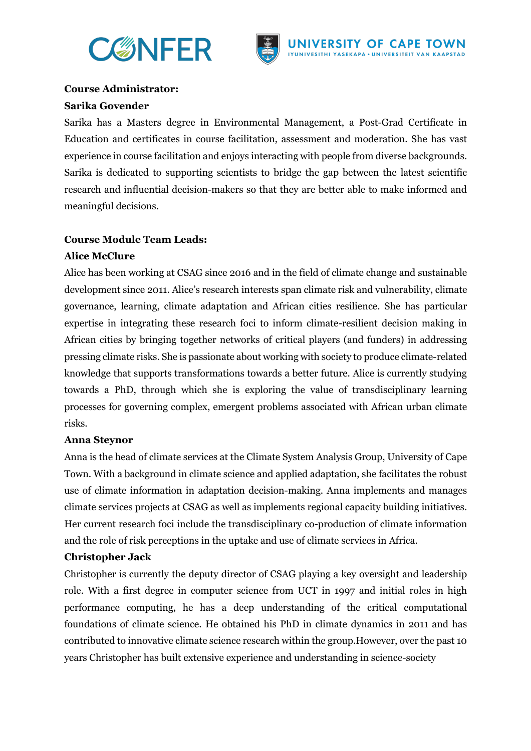**Course Administrator:**

**Sarika Govender**

Sarika has a Masters degree in Environmental Management, a Post-Grad Certificate in Education and certificates in course facilitation, assessment and moderation. She has vast experience in course facilitation and enjoys interacting with people from diverse backgrounds. Sarika is dedicated to supporting scientists to bridge the gap between the latest scientific research and influential decision-makers so that they are better able to make informed and meaningful decisions.

**Course Module Team Leads:**

**Alice McClure**

Alice has been working at CSAG since 2016 and in the field of climate change and sustainable development since 2011. Alice's research interests span climate risk and vulnerability, climate governance, learning, climate adaptation and African cities resilience. She has particular expertise in integrating these research foci to inform climate-resilient decision making in African cities by bringing together networks of critical players (and funders) in addressing pressing climate risks. She is passionate about working with society to produce climate-related knowledge that supports transformations towards a better future. Alice is currently studying towards a PhD, through which she is exploring the value of transdisciplinary learning processes for governing complex, emergent problems associated with African urban climate risks.

**Anna Steynor**

Anna is the head of climate services at the Climate System Analysis Group, University of Cape Town. With a background in climate science and applied adaptation, she facilitates the robust use of climate information in adaptation decision-making. Anna implements and manages climate services projects at CSAG as well as implements regional capacity building initiatives. Her current research foci include the transdisciplinary co-production of climate information and the role of risk perceptions in the uptake and use of climate services in Africa.

**Christopher Jack**

Christopher is currently the deputy director of CSAG playing a key oversight and leadership role. With a first degree in computer science from UCT in 1997 and initial roles in high performance computing, he has a deep understanding of the critical computational foundations of climate science. He obtained his PhD in climate dynamics in 2011 and has contributed to innovative climate science research within the group.However, over the past 10 years Christopher has built extensive experience and understanding in science-society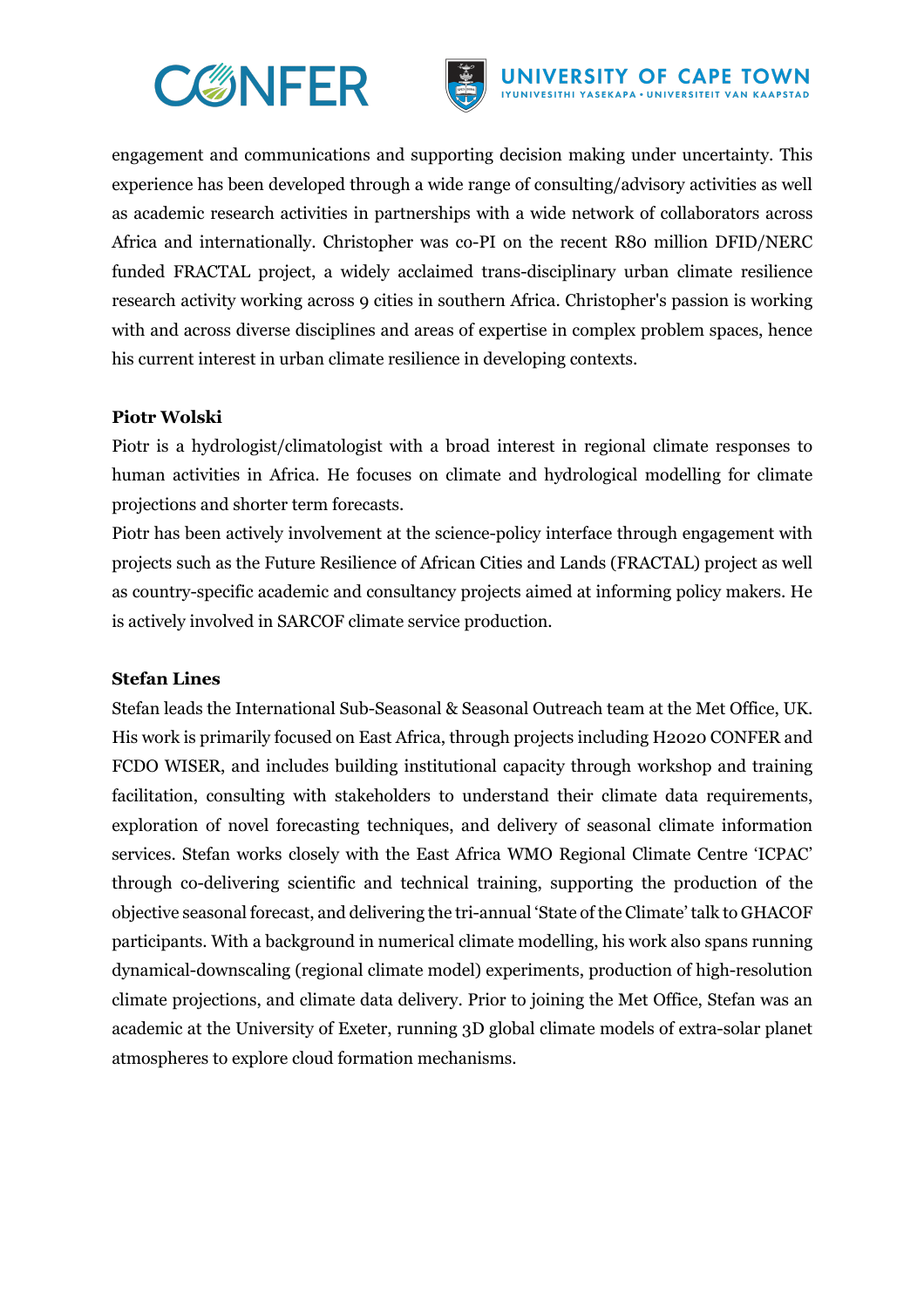engagement and communications and supporting decision making under uncertainty. This experience has been developed through a wide range of consulting/advisory activities as well as academic research activities in partnerships with a wide network of collaborators across Africa and internationally. Christopher was co-PI on the recent R80 million DFID/NERC funded FRACTAL project, a widely acclaimed trans-disciplinary urban climate resilience research activity working across 9 cities in southern Africa. Christopher's passion is working with and across diverse disciplines and areas of expertise in complex problem spaces, hence his current interest in urban climate resilience in developing contexts.

**Piotr Wolski**

Piotr is a hydrologist/climatologist with a broad interest in regional climate responses to human activities in Africa. He focuses on climate and hydrological modelling for climate projections and shorter term forecasts.

Piotr has been actively involvement at the science-policy interface through engagement with projects such as the Future Resilience of African Cities and Lands (FRACTAL) project as well as country-specific academic and consultancy projects aimed at informing policy makers. He is actively involved in SARCOF climate service production.

**Stefan Lines**

Stefan leads the International Sub-Seasonal & Seasonal Outreach team at the Met Office, UK. His work is primarily focused on East Africa, through projects including H2020 CONFER and FCDO WISER, and includes building institutional capacity through workshop and training facilitation, consulting with stakeholders to understand their climate data requirements, exploration of novel forecasting techniques, and delivery of seasonal climate information services. Stefan works closely with the East Africa WMO Regional Climate Centre 'ICPAC' through co-delivering scientific and technical training, supporting the production of the objective seasonal forecast, and delivering the tri-annual 'State of the Climate' talk to GHACOF participants. With a background in numerical climate modelling, his work also spans running dynamical-downscaling (regional climate model) experiments, production of high-resolution climate projections, and climate data delivery. Prior to joining the Met Office, Stefan was an academic at the University of Exeter, running 3D global climate models of extra-solar planet atmospheres to explore cloud formation mechanisms.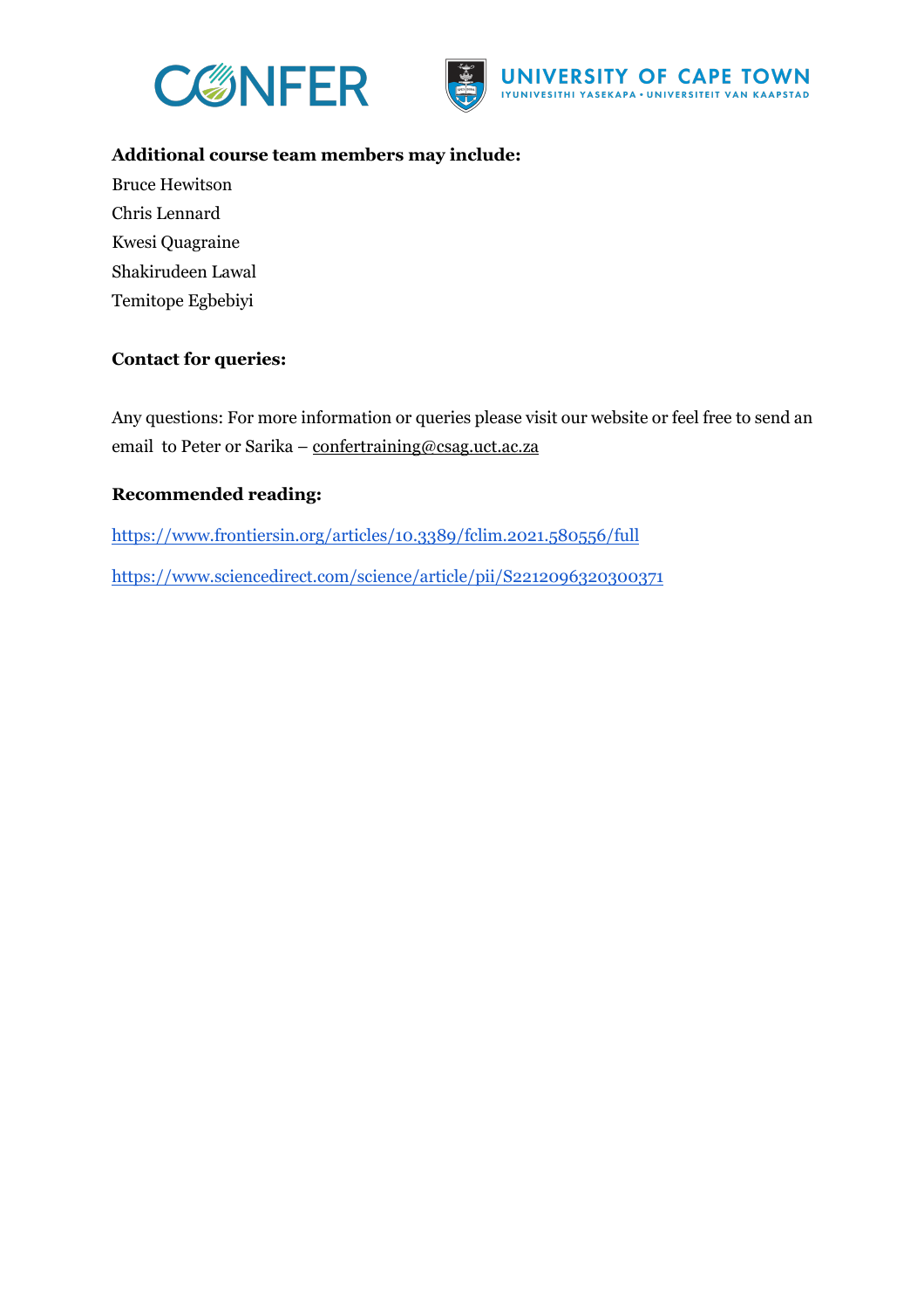**Additional course team members may include:**

Bruce Hewitson

Chris Lennard

Kwesi Quagraine

Shakirudeen Lawal

Temitope Egbebiyi

**Contact for queries:**

Any questions: For more information or queries please visit our website or feel free to send an email to Peter or Sarika – confertraining@csag.uct.ac.za

**Recommended reading:**

https://www.frontiersin.org/articles/10.3389/fclim.2021.580556/full

https://www.sciencedirect.com/science/article/pii/S2212096320300371